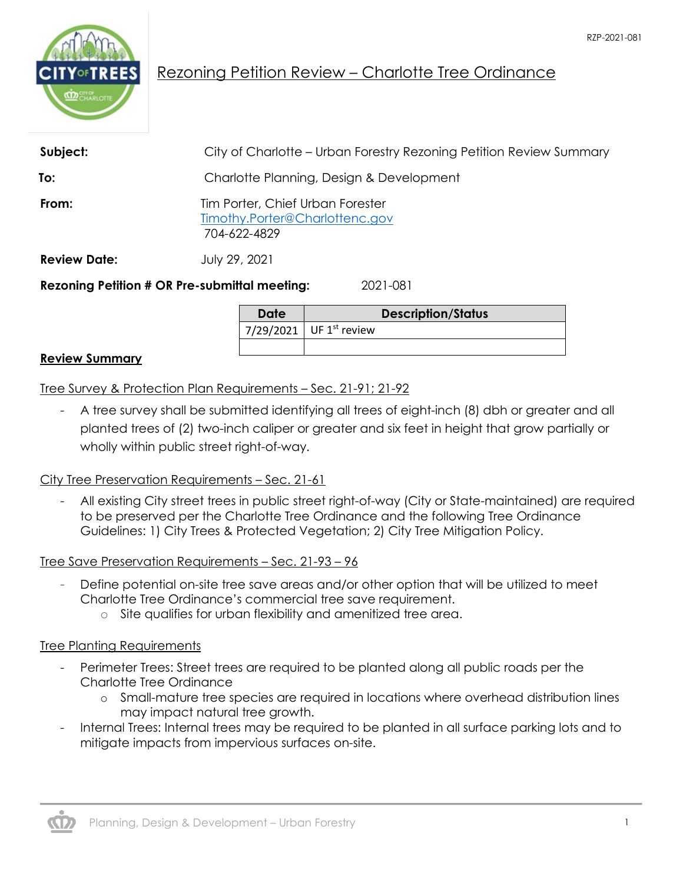RZP-2021-081

# Rezoning Petition Review – Charlotte Tree Ordinance

**Subject:** City of Charlotte – Urban Forestry Rezoning Petition Review Summary

**To:** Charlotte Planning, Design & Development

**From:** Tim Porter, Chief Urban Forester
Timothy.Porter@Charlottenc.gov
704-622-4829

**Review Date:** July 29, 2021

**Rezoning Petition # OR Pre-submittal meeting:** 2021-081

| Date | Description/Status |
|---|---|
| 7/29/2021 | UF 1st review |
| | |

## Review Summary

### Tree Survey & Protection Plan Requirements – Sec. 21-91; 21-92

- A tree survey shall be submitted identifying all trees of eight-inch (8) dbh or greater and all planted trees of (2) two-inch caliper or greater and six feet in height that grow partially or wholly within public street right-of-way.

### City Tree Preservation Requirements – Sec. 21-61

- All existing City street trees in public street right-of-way (City or State-maintained) are required to be preserved per the Charlotte Tree Ordinance and the following Tree Ordinance Guidelines: 1) City Trees & Protected Vegetation; 2) City Tree Mitigation Policy.

### Tree Save Preservation Requirements – Sec. 21-93 – 96

- Define potential on-site tree save areas and/or other option that will be utilized to meet Charlotte Tree Ordinance's commercial tree save requirement.
  - Site qualifies for urban flexibility and amenitized tree area.

### Tree Planting Requirements

- Perimeter Trees: Street trees are required to be planted along all public roads per the Charlotte Tree Ordinance
  - Small-mature tree species are required in locations where overhead distribution lines may impact natural tree growth.
- Internal Trees: Internal trees may be required to be planted in all surface parking lots and to mitigate impacts from impervious surfaces on-site.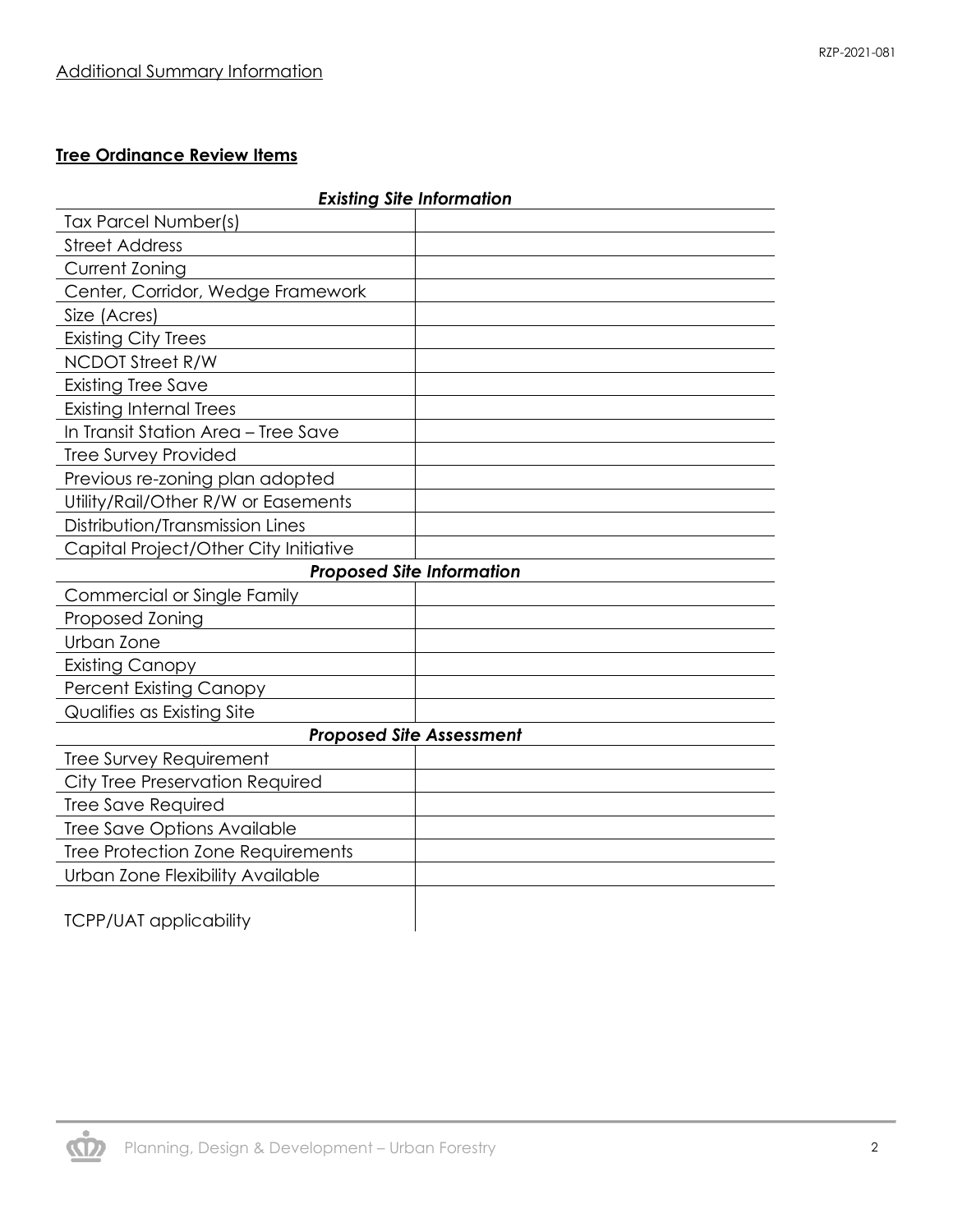Additional Summary Information

## **Tree Ordinance Review Items**

| | |
|---|---|
| ***Existing Site Information*** | |
| Tax Parcel Number(s) | |
| Street Address | |
| Current Zoning | |
| Center, Corridor, Wedge Framework | |
| Size (Acres) | |
| Existing City Trees | |
| NCDOT Street R/W | |
| Existing Tree Save | |
| Existing Internal Trees | |
| In Transit Station Area – Tree Save | |
| Tree Survey Provided | |
| Previous re-zoning plan adopted | |
| Utility/Rail/Other R/W or Easements | |
| Distribution/Transmission Lines | |
| Capital Project/Other City Initiative | |
| ***Proposed Site Information*** | |
| Commercial or Single Family | |
| Proposed Zoning | |
| Urban Zone | |
| Existing Canopy | |
| Percent Existing Canopy | |
| Qualifies as Existing Site | |
| ***Proposed Site Assessment*** | |
| Tree Survey Requirement | |
| City Tree Preservation Required | |
| Tree Save Required | |
| Tree Save Options Available | |
| Tree Protection Zone Requirements | |
| Urban Zone Flexibility Available | |
| TCPP/UAT applicability | |